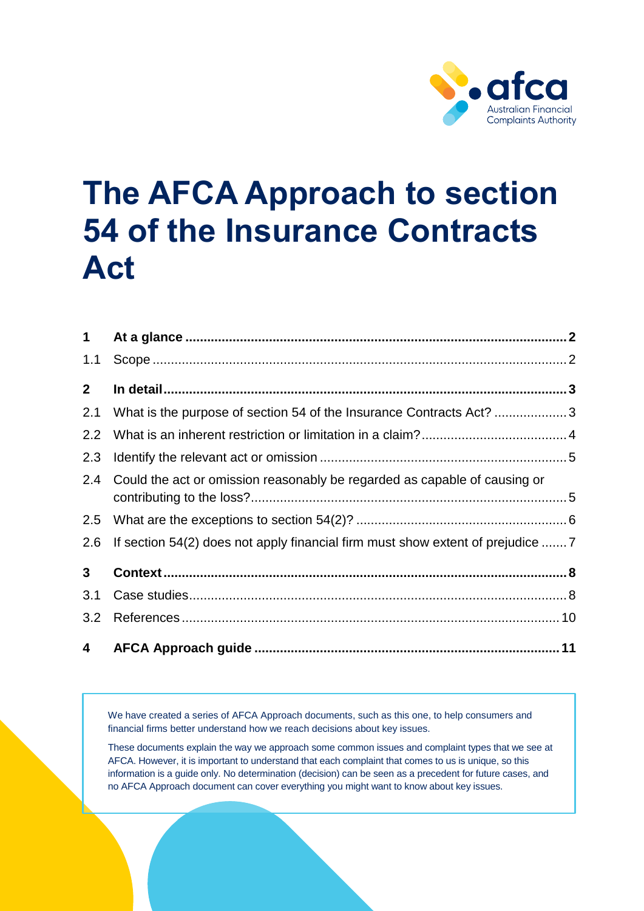# The AFCA Approach to section 54 of the Insurance Contracts Act

| | | |
|---|---|---|
| **1** | **At a glance** | **2** |
| 1.1 | Scope | 2 |
| **2** | **In detail** | **3** |
| 2.1 | What is the purpose of section 54 of the Insurance Contracts Act? | 3 |
| 2.2 | What is an inherent restriction or limitation in a claim? | 4 |
| 2.3 | Identify the relevant act or omission | 5 |
| 2.4 | Could the act or omission reasonably be regarded as capable of causing or contributing to the loss? | 5 |
| 2.5 | What are the exceptions to section 54(2)? | 6 |
| 2.6 | If section 54(2) does not apply financial firm must show extent of prejudice | 7 |
| **3** | **Context** | **8** |
| 3.1 | Case studies | 8 |
| 3.2 | References | 10 |
| **4** | **AFCA Approach guide** | **11** |

We have created a series of AFCA Approach documents, such as this one, to help consumers and financial firms better understand how we reach decisions about key issues.

These documents explain the way we approach some common issues and complaint types that we see at AFCA. However, it is important to understand that each complaint that comes to us is unique, so this information is a guide only. No determination (decision) can be seen as a precedent for future cases, and no AFCA Approach document can cover everything you might want to know about key issues.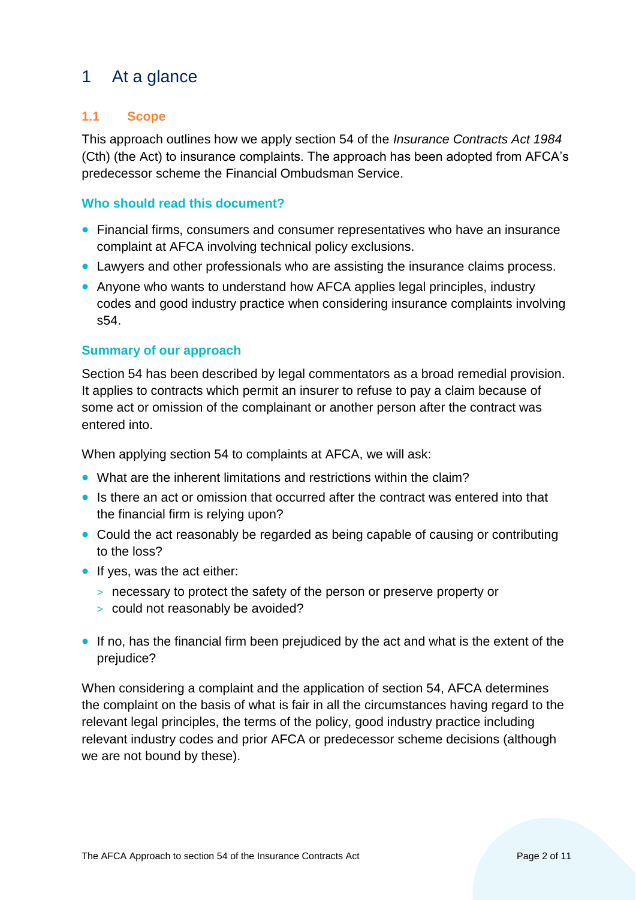# 1 At a glance

## 1.1 Scope

This approach outlines how we apply section 54 of the *Insurance Contracts Act 1984* (Cth) (the Act) to insurance complaints. The approach has been adopted from AFCA's predecessor scheme the Financial Ombudsman Service.

### Who should read this document?

- Financial firms, consumers and consumer representatives who have an insurance complaint at AFCA involving technical policy exclusions.
- Lawyers and other professionals who are assisting the insurance claims process.
- Anyone who wants to understand how AFCA applies legal principles, industry codes and good industry practice when considering insurance complaints involving s54.

### Summary of our approach

Section 54 has been described by legal commentators as a broad remedial provision. It applies to contracts which permit an insurer to refuse to pay a claim because of some act or omission of the complainant or another person after the contract was entered into.

When applying section 54 to complaints at AFCA, we will ask:

- What are the inherent limitations and restrictions within the claim?
- Is there an act or omission that occurred after the contract was entered into that the financial firm is relying upon?
- Could the act reasonably be regarded as being capable of causing or contributing to the loss?
- If yes, was the act either:
  - necessary to protect the safety of the person or preserve property or
  - could not reasonably be avoided?
- If no, has the financial firm been prejudiced by the act and what is the extent of the prejudice?

When considering a complaint and the application of section 54, AFCA determines the complaint on the basis of what is fair in all the circumstances having regard to the relevant legal principles, the terms of the policy, good industry practice including relevant industry codes and prior AFCA or predecessor scheme decisions (although we are not bound by these).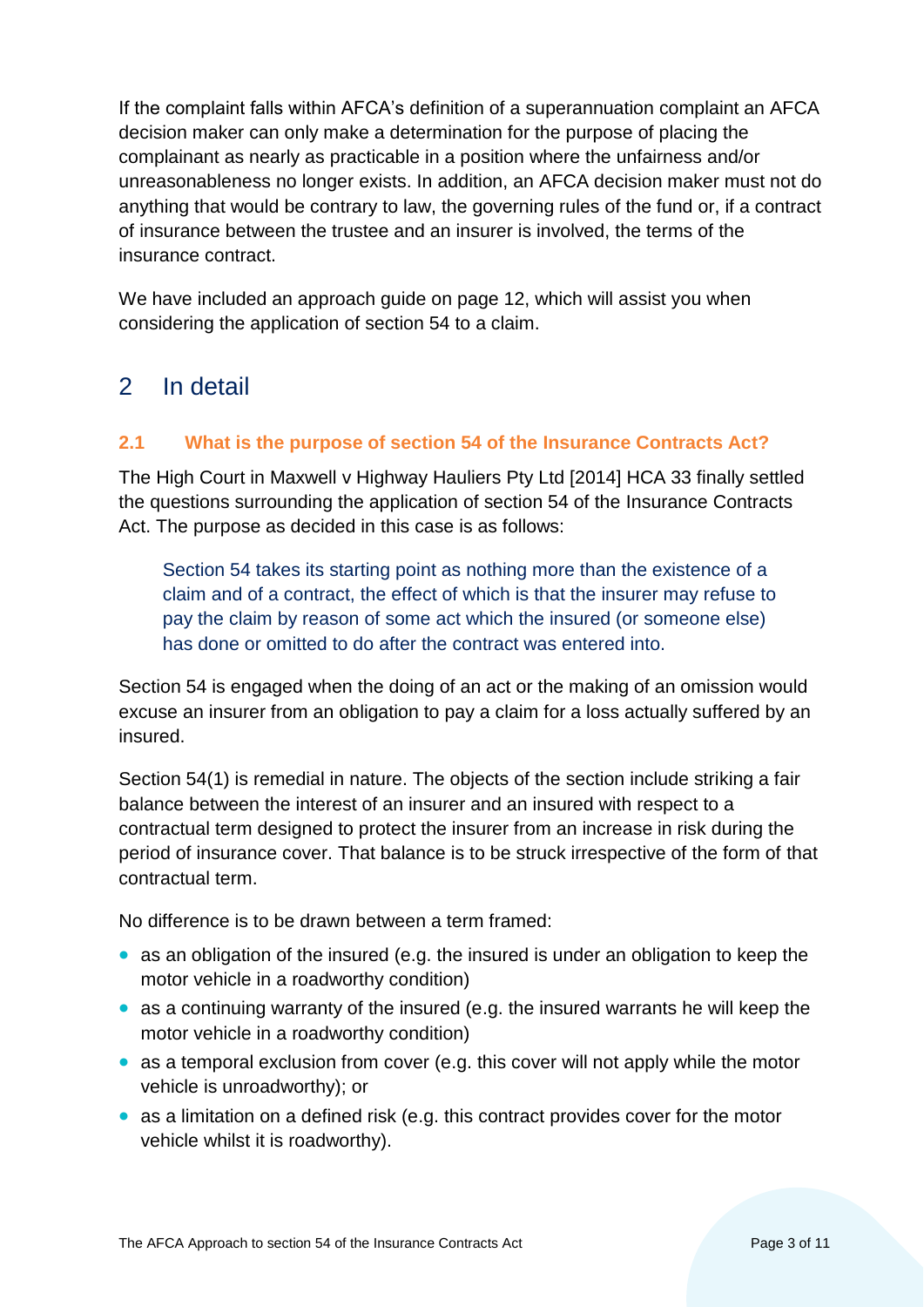If the complaint falls within AFCA's definition of a superannuation complaint an AFCA decision maker can only make a determination for the purpose of placing the complainant as nearly as practicable in a position where the unfairness and/or unreasonableness no longer exists. In addition, an AFCA decision maker must not do anything that would be contrary to law, the governing rules of the fund or, if a contract of insurance between the trustee and an insurer is involved, the terms of the insurance contract.

We have included an approach guide on page 12, which will assist you when considering the application of section 54 to a claim.

## 2 In detail

### 2.1 What is the purpose of section 54 of the Insurance Contracts Act?

The High Court in Maxwell v Highway Hauliers Pty Ltd [2014] HCA 33 finally settled the questions surrounding the application of section 54 of the Insurance Contracts Act. The purpose as decided in this case is as follows:

> Section 54 takes its starting point as nothing more than the existence of a claim and of a contract, the effect of which is that the insurer may refuse to pay the claim by reason of some act which the insured (or someone else) has done or omitted to do after the contract was entered into.

Section 54 is engaged when the doing of an act or the making of an omission would excuse an insurer from an obligation to pay a claim for a loss actually suffered by an insured.

Section 54(1) is remedial in nature. The objects of the section include striking a fair balance between the interest of an insurer and an insured with respect to a contractual term designed to protect the insurer from an increase in risk during the period of insurance cover. That balance is to be struck irrespective of the form of that contractual term.

No difference is to be drawn between a term framed:

- as an obligation of the insured (e.g. the insured is under an obligation to keep the motor vehicle in a roadworthy condition)
- as a continuing warranty of the insured (e.g. the insured warrants he will keep the motor vehicle in a roadworthy condition)
- as a temporal exclusion from cover (e.g. this cover will not apply while the motor vehicle is unroadworthy); or
- as a limitation on a defined risk (e.g. this contract provides cover for the motor vehicle whilst it is roadworthy).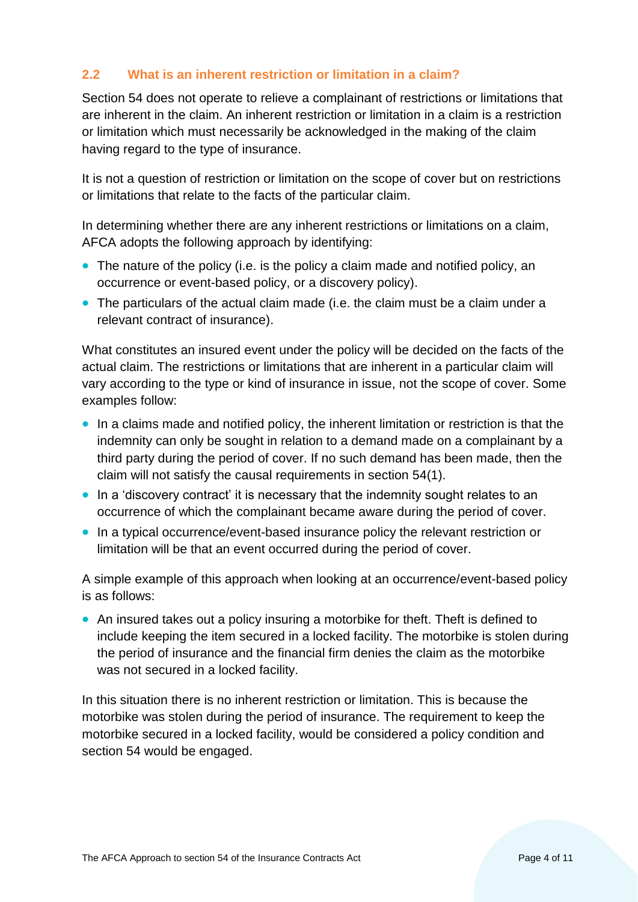## 2.2 What is an inherent restriction or limitation in a claim?

Section 54 does not operate to relieve a complainant of restrictions or limitations that are inherent in the claim. An inherent restriction or limitation in a claim is a restriction or limitation which must necessarily be acknowledged in the making of the claim having regard to the type of insurance.

It is not a question of restriction or limitation on the scope of cover but on restrictions or limitations that relate to the facts of the particular claim.

In determining whether there are any inherent restrictions or limitations on a claim, AFCA adopts the following approach by identifying:

- The nature of the policy (i.e. is the policy a claim made and notified policy, an occurrence or event-based policy, or a discovery policy).
- The particulars of the actual claim made (i.e. the claim must be a claim under a relevant contract of insurance).

What constitutes an insured event under the policy will be decided on the facts of the actual claim. The restrictions or limitations that are inherent in a particular claim will vary according to the type or kind of insurance in issue, not the scope of cover. Some examples follow:

- In a claims made and notified policy, the inherent limitation or restriction is that the indemnity can only be sought in relation to a demand made on a complainant by a third party during the period of cover. If no such demand has been made, then the claim will not satisfy the causal requirements in section 54(1).
- In a 'discovery contract' it is necessary that the indemnity sought relates to an occurrence of which the complainant became aware during the period of cover.
- In a typical occurrence/event-based insurance policy the relevant restriction or limitation will be that an event occurred during the period of cover.

A simple example of this approach when looking at an occurrence/event-based policy is as follows:

- An insured takes out a policy insuring a motorbike for theft. Theft is defined to include keeping the item secured in a locked facility. The motorbike is stolen during the period of insurance and the financial firm denies the claim as the motorbike was not secured in a locked facility.

In this situation there is no inherent restriction or limitation. This is because the motorbike was stolen during the period of insurance. The requirement to keep the motorbike secured in a locked facility, would be considered a policy condition and section 54 would be engaged.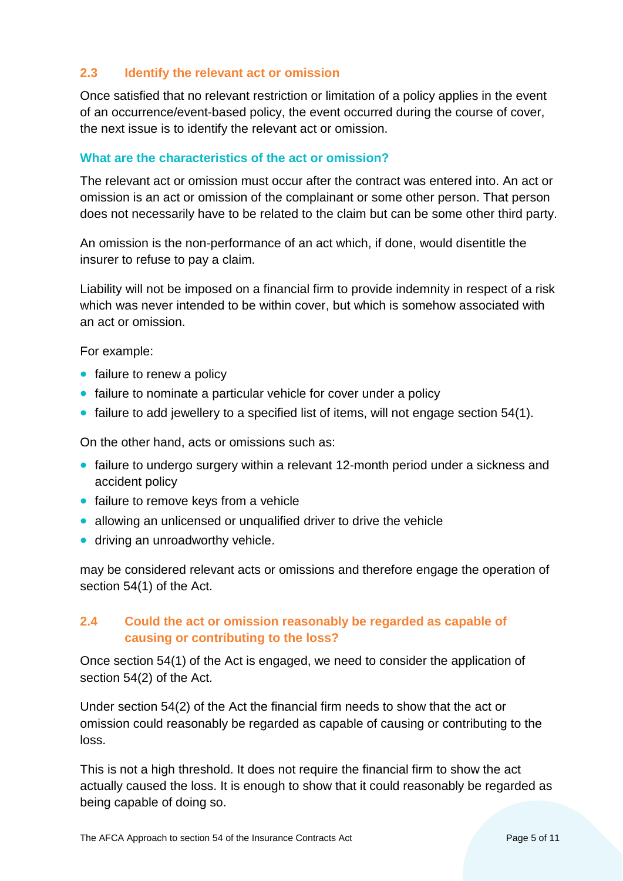## 2.3 Identify the relevant act or omission

Once satisfied that no relevant restriction or limitation of a policy applies in the event of an occurrence/event-based policy, the event occurred during the course of cover, the next issue is to identify the relevant act or omission.

### What are the characteristics of the act or omission?

The relevant act or omission must occur after the contract was entered into. An act or omission is an act or omission of the complainant or some other person. That person does not necessarily have to be related to the claim but can be some other third party.

An omission is the non-performance of an act which, if done, would disentitle the insurer to refuse to pay a claim.

Liability will not be imposed on a financial firm to provide indemnity in respect of a risk which was never intended to be within cover, but which is somehow associated with an act or omission.

For example:

- failure to renew a policy
- failure to nominate a particular vehicle for cover under a policy
- failure to add jewellery to a specified list of items, will not engage section 54(1).

On the other hand, acts or omissions such as:

- failure to undergo surgery within a relevant 12-month period under a sickness and accident policy
- failure to remove keys from a vehicle
- allowing an unlicensed or unqualified driver to drive the vehicle
- driving an unroadworthy vehicle.

may be considered relevant acts or omissions and therefore engage the operation of section 54(1) of the Act.

## 2.4 Could the act or omission reasonably be regarded as capable of causing or contributing to the loss?

Once section 54(1) of the Act is engaged, we need to consider the application of section 54(2) of the Act.

Under section 54(2) of the Act the financial firm needs to show that the act or omission could reasonably be regarded as capable of causing or contributing to the loss.

This is not a high threshold. It does not require the financial firm to show the act actually caused the loss. It is enough to show that it could reasonably be regarded as being capable of doing so.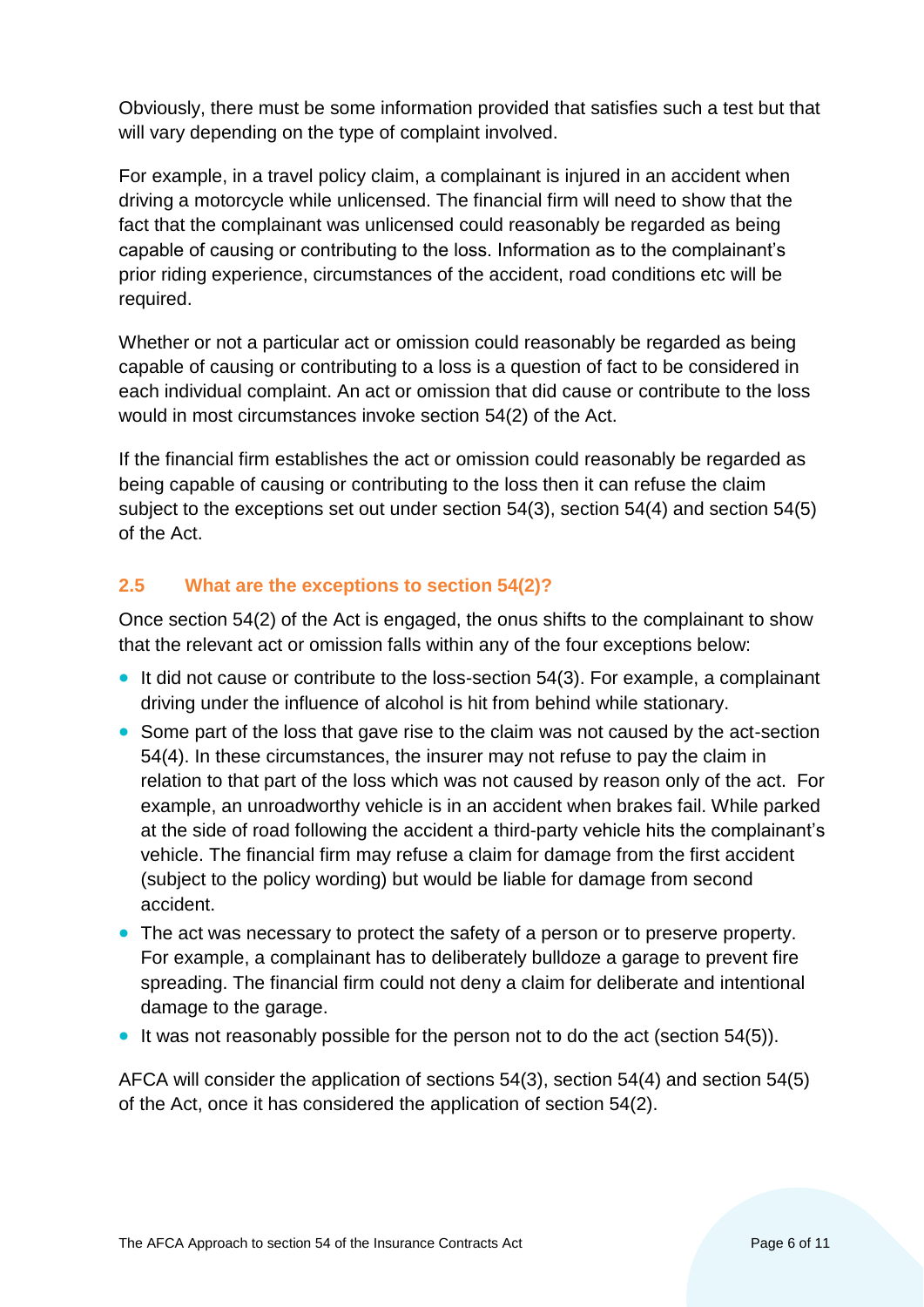Obviously, there must be some information provided that satisfies such a test but that will vary depending on the type of complaint involved.

For example, in a travel policy claim, a complainant is injured in an accident when driving a motorcycle while unlicensed. The financial firm will need to show that the fact that the complainant was unlicensed could reasonably be regarded as being capable of causing or contributing to the loss. Information as to the complainant's prior riding experience, circumstances of the accident, road conditions etc will be required.

Whether or not a particular act or omission could reasonably be regarded as being capable of causing or contributing to a loss is a question of fact to be considered in each individual complaint. An act or omission that did cause or contribute to the loss would in most circumstances invoke section 54(2) of the Act.

If the financial firm establishes the act or omission could reasonably be regarded as being capable of causing or contributing to the loss then it can refuse the claim subject to the exceptions set out under section 54(3), section 54(4) and section 54(5) of the Act.

### 2.5 What are the exceptions to section 54(2)?

Once section 54(2) of the Act is engaged, the onus shifts to the complainant to show that the relevant act or omission falls within any of the four exceptions below:

- It did not cause or contribute to the loss-section 54(3). For example, a complainant driving under the influence of alcohol is hit from behind while stationary.
- Some part of the loss that gave rise to the claim was not caused by the act-section 54(4). In these circumstances, the insurer may not refuse to pay the claim in relation to that part of the loss which was not caused by reason only of the act. For example, an unroadworthy vehicle is in an accident when brakes fail. While parked at the side of road following the accident a third-party vehicle hits the complainant's vehicle. The financial firm may refuse a claim for damage from the first accident (subject to the policy wording) but would be liable for damage from second accident.
- The act was necessary to protect the safety of a person or to preserve property. For example, a complainant has to deliberately bulldoze a garage to prevent fire spreading. The financial firm could not deny a claim for deliberate and intentional damage to the garage.
- It was not reasonably possible for the person not to do the act (section 54(5)).

AFCA will consider the application of sections 54(3), section 54(4) and section 54(5) of the Act, once it has considered the application of section 54(2).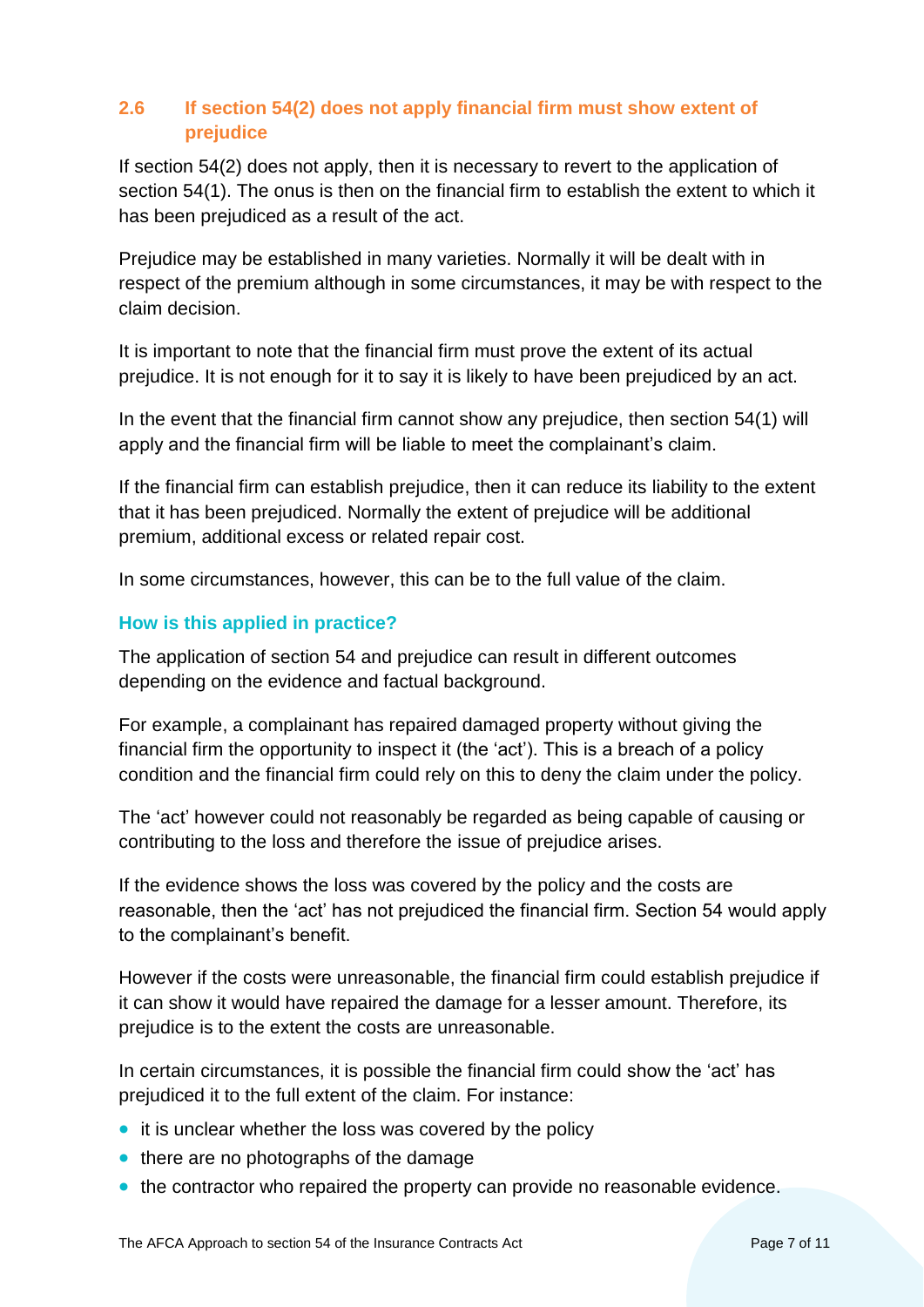## 2.6 If section 54(2) does not apply financial firm must show extent of prejudice

If section 54(2) does not apply, then it is necessary to revert to the application of section 54(1). The onus is then on the financial firm to establish the extent to which it has been prejudiced as a result of the act.

Prejudice may be established in many varieties. Normally it will be dealt with in respect of the premium although in some circumstances, it may be with respect to the claim decision.

It is important to note that the financial firm must prove the extent of its actual prejudice. It is not enough for it to say it is likely to have been prejudiced by an act.

In the event that the financial firm cannot show any prejudice, then section 54(1) will apply and the financial firm will be liable to meet the complainant's claim.

If the financial firm can establish prejudice, then it can reduce its liability to the extent that it has been prejudiced. Normally the extent of prejudice will be additional premium, additional excess or related repair cost.

In some circumstances, however, this can be to the full value of the claim.

### How is this applied in practice?

The application of section 54 and prejudice can result in different outcomes depending on the evidence and factual background.

For example, a complainant has repaired damaged property without giving the financial firm the opportunity to inspect it (the 'act'). This is a breach of a policy condition and the financial firm could rely on this to deny the claim under the policy.

The 'act' however could not reasonably be regarded as being capable of causing or contributing to the loss and therefore the issue of prejudice arises.

If the evidence shows the loss was covered by the policy and the costs are reasonable, then the 'act' has not prejudiced the financial firm. Section 54 would apply to the complainant's benefit.

However if the costs were unreasonable, the financial firm could establish prejudice if it can show it would have repaired the damage for a lesser amount. Therefore, its prejudice is to the extent the costs are unreasonable.

In certain circumstances, it is possible the financial firm could show the 'act' has prejudiced it to the full extent of the claim. For instance:

- it is unclear whether the loss was covered by the policy
- there are no photographs of the damage
- the contractor who repaired the property can provide no reasonable evidence.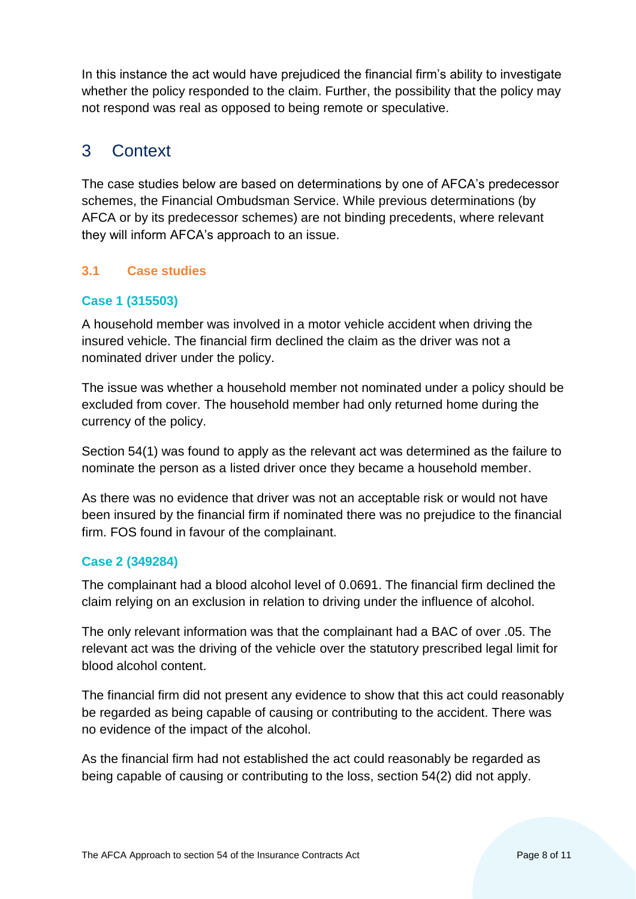In this instance the act would have prejudiced the financial firm's ability to investigate whether the policy responded to the claim. Further, the possibility that the policy may not respond was real as opposed to being remote or speculative.

# 3 Context

The case studies below are based on determinations by one of AFCA's predecessor schemes, the Financial Ombudsman Service. While previous determinations (by AFCA or by its predecessor schemes) are not binding precedents, where relevant they will inform AFCA's approach to an issue.

## 3.1 Case studies

### Case 1 (315503)

A household member was involved in a motor vehicle accident when driving the insured vehicle. The financial firm declined the claim as the driver was not a nominated driver under the policy.

The issue was whether a household member not nominated under a policy should be excluded from cover. The household member had only returned home during the currency of the policy.

Section 54(1) was found to apply as the relevant act was determined as the failure to nominate the person as a listed driver once they became a household member.

As there was no evidence that driver was not an acceptable risk or would not have been insured by the financial firm if nominated there was no prejudice to the financial firm. FOS found in favour of the complainant.

### Case 2 (349284)

The complainant had a blood alcohol level of 0.0691. The financial firm declined the claim relying on an exclusion in relation to driving under the influence of alcohol.

The only relevant information was that the complainant had a BAC of over .05. The relevant act was the driving of the vehicle over the statutory prescribed legal limit for blood alcohol content.

The financial firm did not present any evidence to show that this act could reasonably be regarded as being capable of causing or contributing to the accident. There was no evidence of the impact of the alcohol.

As the financial firm had not established the act could reasonably be regarded as being capable of causing or contributing to the loss, section 54(2) did not apply.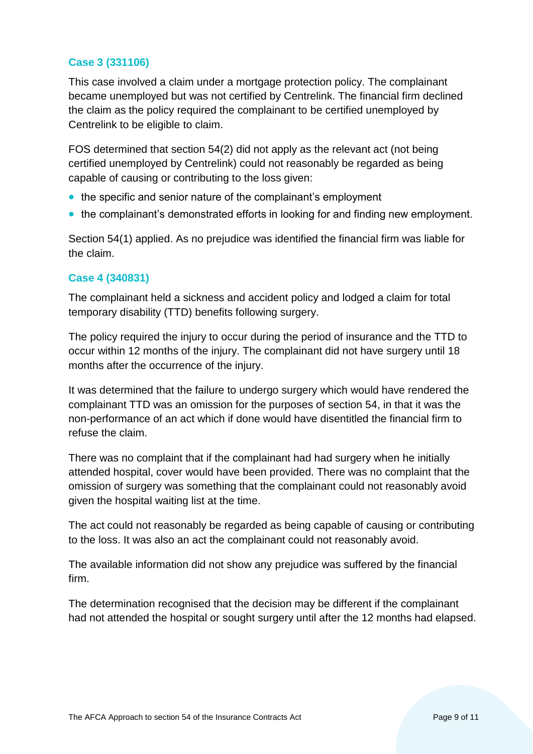### Case 3 (331106)

This case involved a claim under a mortgage protection policy. The complainant became unemployed but was not certified by Centrelink. The financial firm declined the claim as the policy required the complainant to be certified unemployed by Centrelink to be eligible to claim.

FOS determined that section 54(2) did not apply as the relevant act (not being certified unemployed by Centrelink) could not reasonably be regarded as being capable of causing or contributing to the loss given:

- the specific and senior nature of the complainant's employment
- the complainant's demonstrated efforts in looking for and finding new employment.

Section 54(1) applied. As no prejudice was identified the financial firm was liable for the claim.

### Case 4 (340831)

The complainant held a sickness and accident policy and lodged a claim for total temporary disability (TTD) benefits following surgery.

The policy required the injury to occur during the period of insurance and the TTD to occur within 12 months of the injury. The complainant did not have surgery until 18 months after the occurrence of the injury.

It was determined that the failure to undergo surgery which would have rendered the complainant TTD was an omission for the purposes of section 54, in that it was the non-performance of an act which if done would have disentitled the financial firm to refuse the claim.

There was no complaint that if the complainant had had surgery when he initially attended hospital, cover would have been provided. There was no complaint that the omission of surgery was something that the complainant could not reasonably avoid given the hospital waiting list at the time.

The act could not reasonably be regarded as being capable of causing or contributing to the loss. It was also an act the complainant could not reasonably avoid.

The available information did not show any prejudice was suffered by the financial firm.

The determination recognised that the decision may be different if the complainant had not attended the hospital or sought surgery until after the 12 months had elapsed.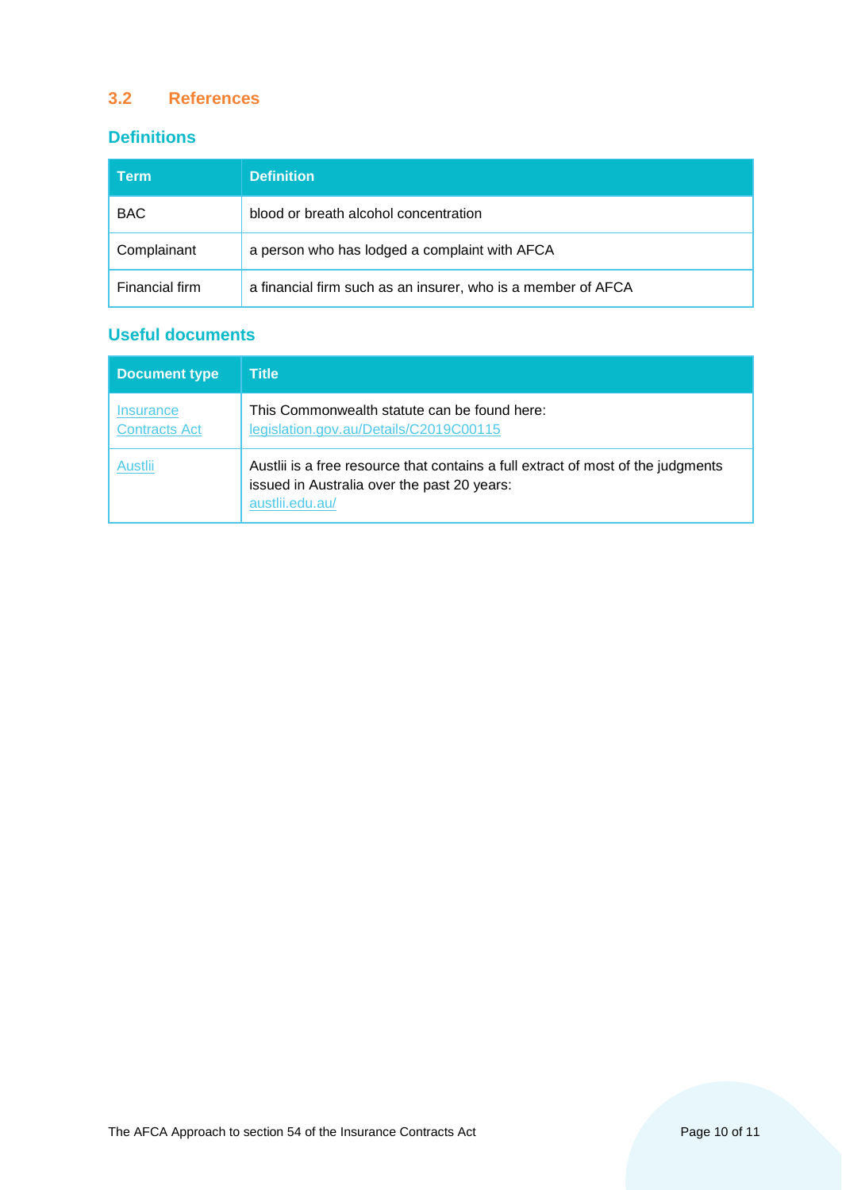## 3.2 References

### Definitions

| Term | Definition |
| --- | --- |
| BAC | blood or breath alcohol concentration |
| Complainant | a person who has lodged a complaint with AFCA |
| Financial firm | a financial firm such as an insurer, who is a member of AFCA |

### Useful documents

| Document type | Title |
| --- | --- |
| Insurance Contracts Act | This Commonwealth statute can be found here: legislation.gov.au/Details/C2019C00115 |
| Austlii | Austlii is a free resource that contains a full extract of most of the judgments issued in Australia over the past 20 years: austlii.edu.au/ |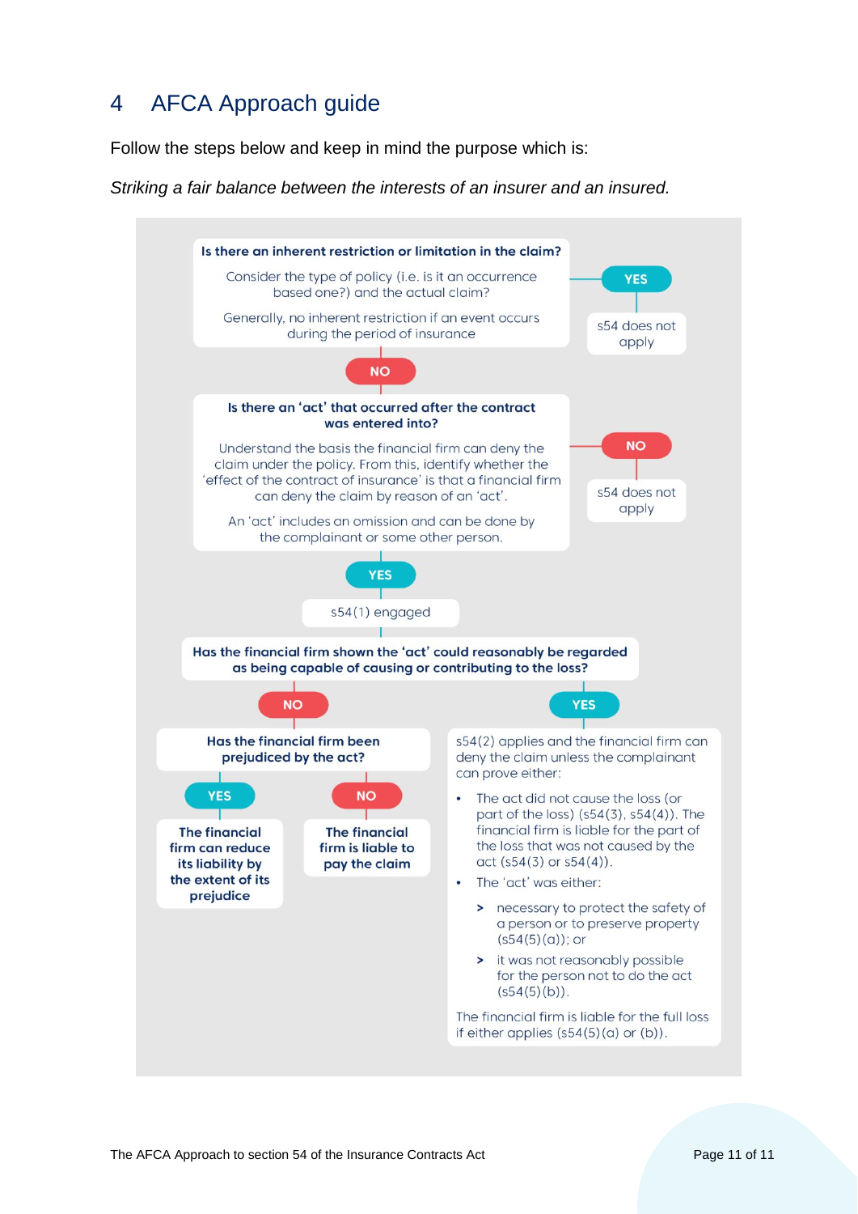# 4 AFCA Approach guide

Follow the steps below and keep in mind the purpose which is:

*Striking a fair balance between the interests of an insurer and an insured.*

**Is there an inherent restriction or limitation in the claim?**

Consider the type of policy (i.e. is it an occurrence based one?) and the actual claim?

Generally, no inherent restriction if an event occurs during the period of insurance

YES

s54 does not apply

NO

**Is there an 'act' that occurred after the contract was entered into?**

Understand the basis the financial firm can deny the claim under the policy. From this, identify whether the 'effect of the contract of insurance' is that a financial firm can deny the claim by reason of an 'act'.

An 'act' includes an omission and can be done by the complainant or some other person.

NO

s54 does not apply

YES

s54(1) engaged

**Has the financial firm shown the 'act' could reasonably be regarded as being capable of causing or contributing to the loss?**

NO

**Has the financial firm been prejudiced by the act?**

YES

**The financial firm can reduce its liability by the extent of its prejudice**

NO

**The financial firm is liable to pay the claim**

YES

s54(2) applies and the financial firm can deny the claim unless the complainant can prove either:

- The act did not cause the loss (or part of the loss) (s54(3), s54(4)). The financial firm is liable for the part of the loss that was not caused by the act (s54(3) or s54(4)).
- The 'act' was either:
  - necessary to protect the safety of a person or to preserve property (s54(5)(a)); or
  - it was not reasonably possible for the person not to do the act (s54(5)(b)).

The financial firm is liable for the full loss if either applies (s54(5)(a) or (b)).